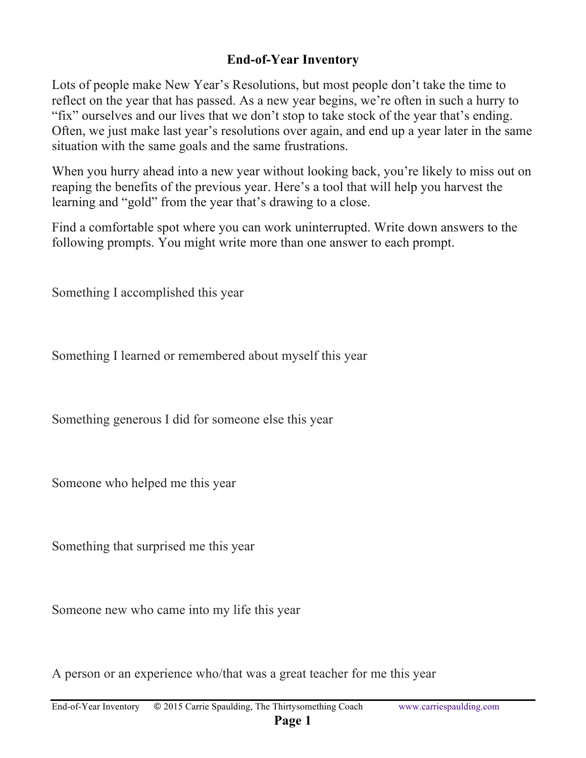# End-of-Year Inventory

Lots of people make New Year's Resolutions, but most people don't take the time to reflect on the year that has passed. As a new year begins, we're often in such a hurry to "fix" ourselves and our lives that we don't stop to take stock of the year that's ending. Often, we just make last year's resolutions over again, and end up a year later in the same situation with the same goals and the same frustrations.

When you hurry ahead into a new year without looking back, you're likely to miss out on reaping the benefits of the previous year. Here's a tool that will help you harvest the learning and "gold" from the year that's drawing to a close.

Find a comfortable spot where you can work uninterrupted. Write down answers to the following prompts. You might write more than one answer to each prompt.

Something I accomplished this year

Something I learned or remembered about myself this year

Something generous I did for someone else this year

Someone who helped me this year

Something that surprised me this year

Someone new who came into my life this year

A person or an experience who/that was a great teacher for me this year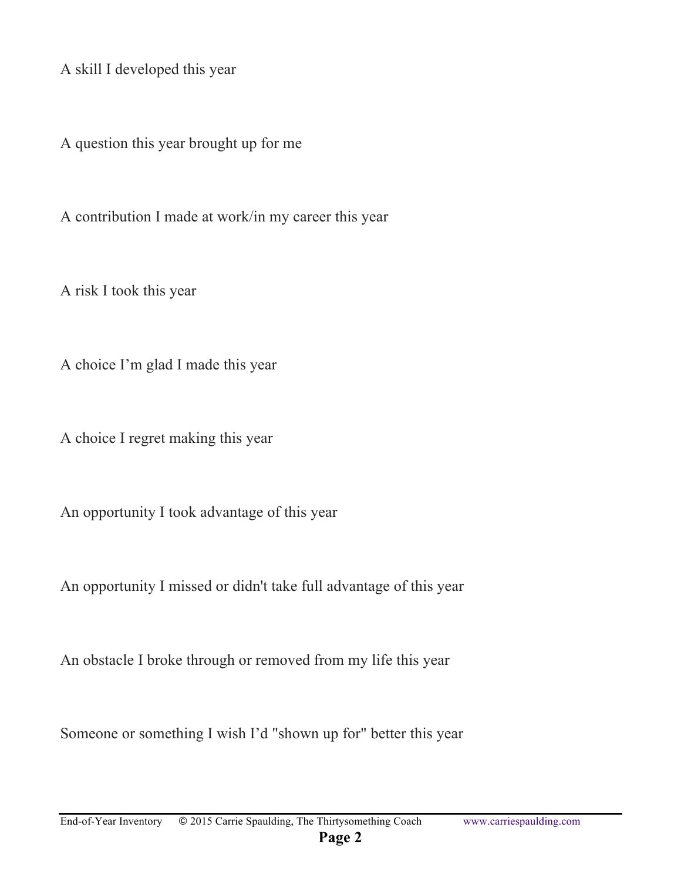A skill I developed this year

A question this year brought up for me

A contribution I made at work/in my career this year

A risk I took this year

A choice I'm glad I made this year

A choice I regret making this year

An opportunity I took advantage of this year

An opportunity I missed or didn't take full advantage of this year

An obstacle I broke through or removed from my life this year

Someone or something I wish I'd "shown up for" better this year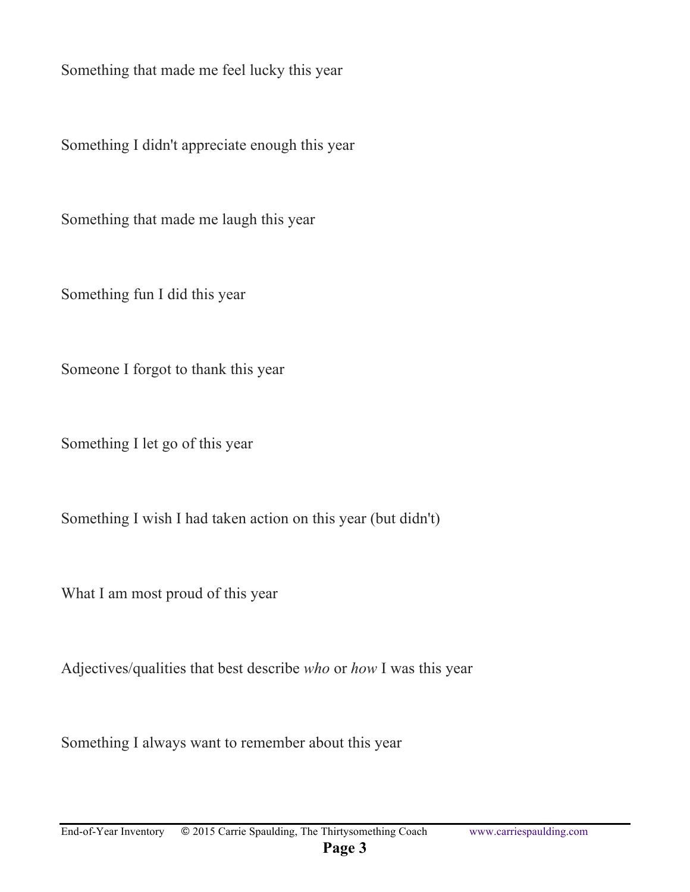Something that made me feel lucky this year

Something I didn't appreciate enough this year

Something that made me laugh this year

Something fun I did this year

Someone I forgot to thank this year

Something I let go of this year

Something I wish I had taken action on this year (but didn't)

What I am most proud of this year

Adjectives/qualities that best describe *who* or *how* I was this year

Something I always want to remember about this year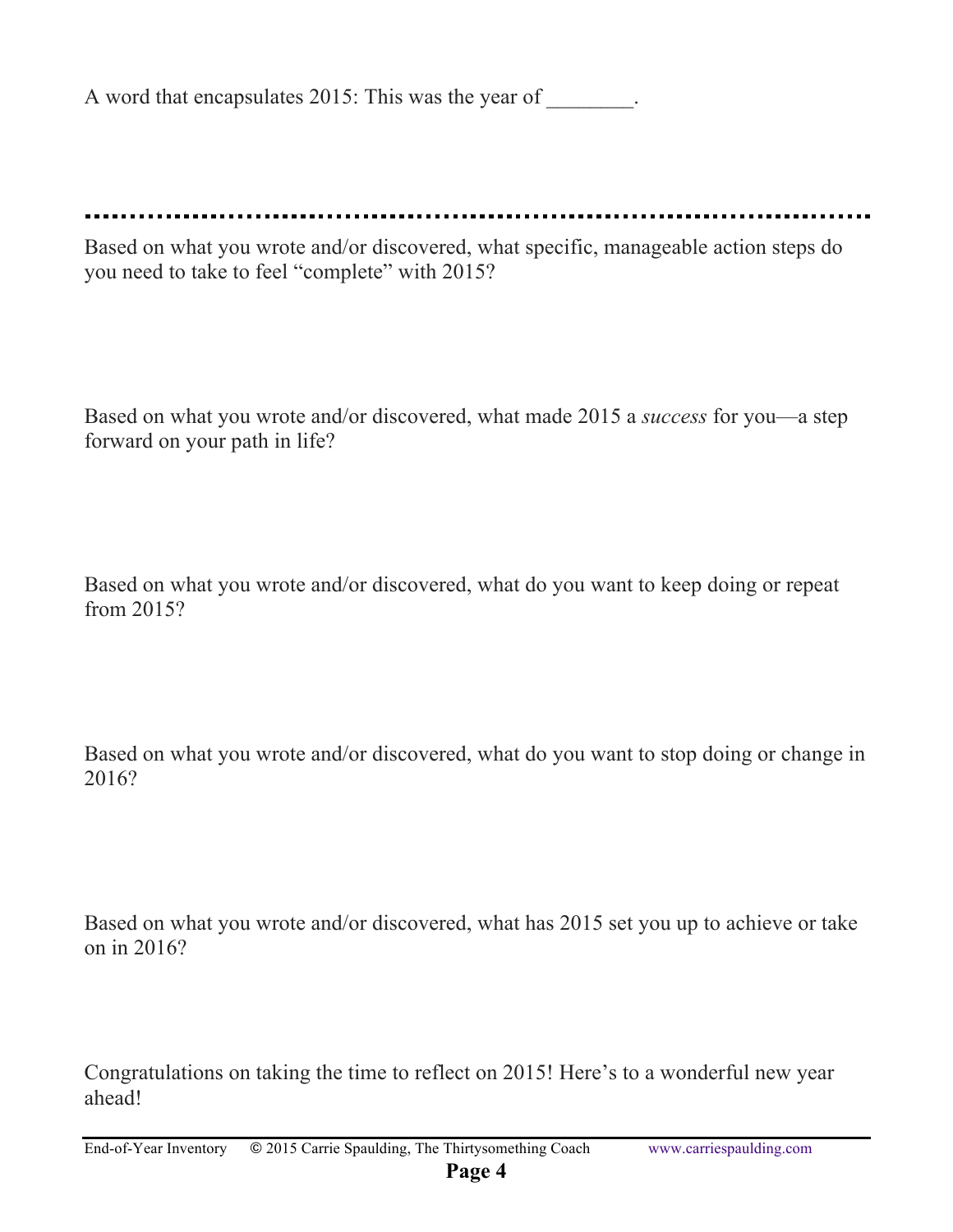A word that encapsulates 2015: This was the year of ________.

---

Based on what you wrote and/or discovered, what specific, manageable action steps do you need to take to feel "complete" with 2015?

Based on what you wrote and/or discovered, what made 2015 a *success* for you—a step forward on your path in life?

Based on what you wrote and/or discovered, what do you want to keep doing or repeat from 2015?

Based on what you wrote and/or discovered, what do you want to stop doing or change in 2016?

Based on what you wrote and/or discovered, what has 2015 set you up to achieve or take on in 2016?

Congratulations on taking the time to reflect on 2015! Here's to a wonderful new year ahead!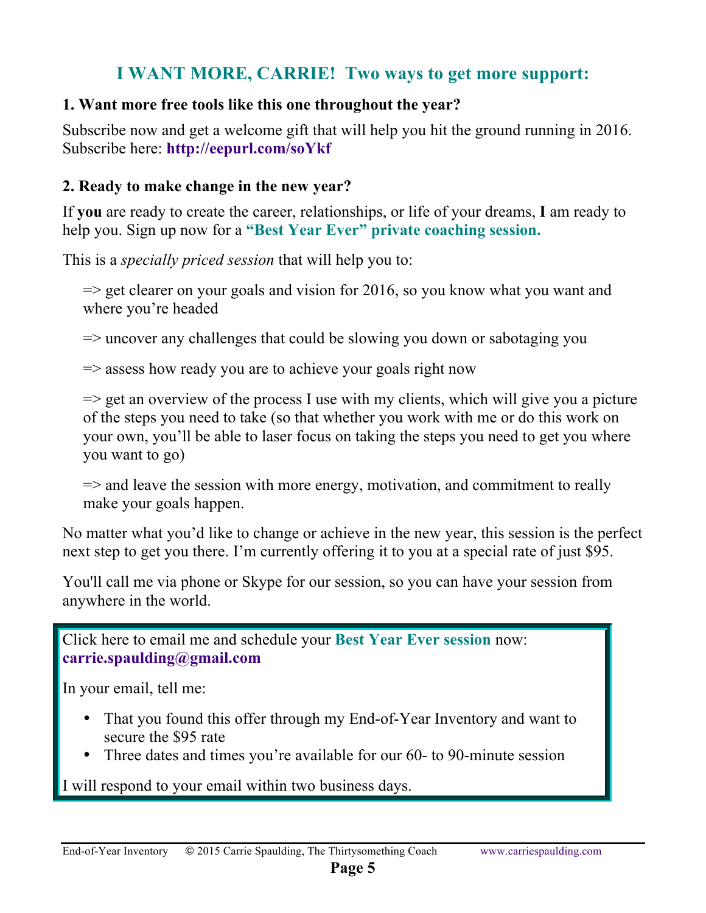## I WANT MORE, CARRIE! Two ways to get more support:

**1. Want more free tools like this one throughout the year?**

Subscribe now and get a welcome gift that will help you hit the ground running in 2016. Subscribe here: **http://eepurl.com/soYkf**

**2. Ready to make change in the new year?**

If **you** are ready to create the career, relationships, or life of your dreams, **I** am ready to help you. Sign up now for a **"Best Year Ever" private coaching session.**

This is a *specially priced session* that will help you to:

=> get clearer on your goals and vision for 2016, so you know what you want and where you're headed

=> uncover any challenges that could be slowing you down or sabotaging you

=> assess how ready you are to achieve your goals right now

=> get an overview of the process I use with my clients, which will give you a picture of the steps you need to take (so that whether you work with me or do this work on your own, you'll be able to laser focus on taking the steps you need to get you where you want to go)

=> and leave the session with more energy, motivation, and commitment to really make your goals happen.

No matter what you'd like to change or achieve in the new year, this session is the perfect next step to get you there. I'm currently offering it to you at a special rate of just $95.

You'll call me via phone or Skype for our session, so you can have your session from anywhere in the world.

Click here to email me and schedule your **Best Year Ever session** now:
**carrie.spaulding@gmail.com**

In your email, tell me:

- That you found this offer through my End-of-Year Inventory and want to secure the $95 rate
- Three dates and times you're available for our 60- to 90-minute session

I will respond to your email within two business days.